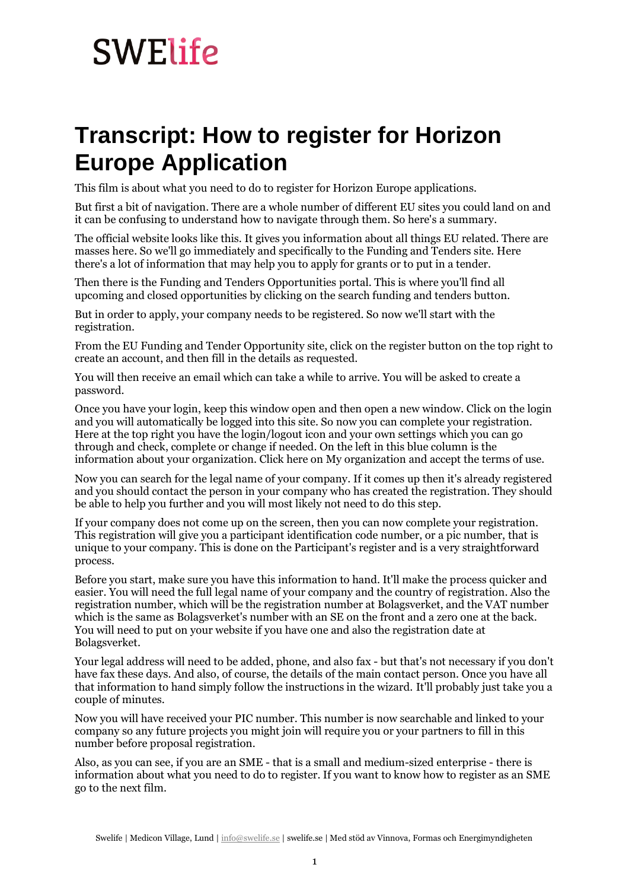SWElife

# Transcript: How to register for Horizon Europe Application

This film is about what you need to do to register for Horizon Europe applications.

But first a bit of navigation. There are a whole number of different EU sites you could land on and it can be confusing to understand how to navigate through them. So here's a summary.

The official website looks like this. It gives you information about all things EU related. There are masses here. So we'll go immediately and specifically to the Funding and Tenders site. Here there's a lot of information that may help you to apply for grants or to put in a tender.

Then there is the Funding and Tenders Opportunities portal. This is where you'll find all upcoming and closed opportunities by clicking on the search funding and tenders button.

But in order to apply, your company needs to be registered. So now we'll start with the registration.

From the EU Funding and Tender Opportunity site, click on the register button on the top right to create an account, and then fill in the details as requested.

You will then receive an email which can take a while to arrive. You will be asked to create a password.

Once you have your login, keep this window open and then open a new window. Click on the login and you will automatically be logged into this site. So now you can complete your registration. Here at the top right you have the login/logout icon and your own settings which you can go through and check, complete or change if needed. On the left in this blue column is the information about your organization. Click here on My organization and accept the terms of use.

Now you can search for the legal name of your company. If it comes up then it's already registered and you should contact the person in your company who has created the registration. They should be able to help you further and you will most likely not need to do this step.

If your company does not come up on the screen, then you can now complete your registration. This registration will give you a participant identification code number, or a pic number, that is unique to your company. This is done on the Participant's register and is a very straightforward process.

Before you start, make sure you have this information to hand. It'll make the process quicker and easier. You will need the full legal name of your company and the country of registration. Also the registration number, which will be the registration number at Bolagsverket, and the VAT number which is the same as Bolagsverket's number with an SE on the front and a zero one at the back. You will need to put on your website if you have one and also the registration date at Bolagsverket.

Your legal address will need to be added, phone, and also fax - but that's not necessary if you don't have fax these days. And also, of course, the details of the main contact person. Once you have all that information to hand simply follow the instructions in the wizard. It'll probably just take you a couple of minutes.

Now you will have received your PIC number. This number is now searchable and linked to your company so any future projects you might join will require you or your partners to fill in this number before proposal registration.

Also, as you can see, if you are an SME - that is a small and medium-sized enterprise - there is information about what you need to do to register. If you want to know how to register as an SME go to the next film.

Swelife | Medicon Village, Lund | info@swelife.se | swelife.se | Med stöd av Vinnova, Formas och Energimyndigheten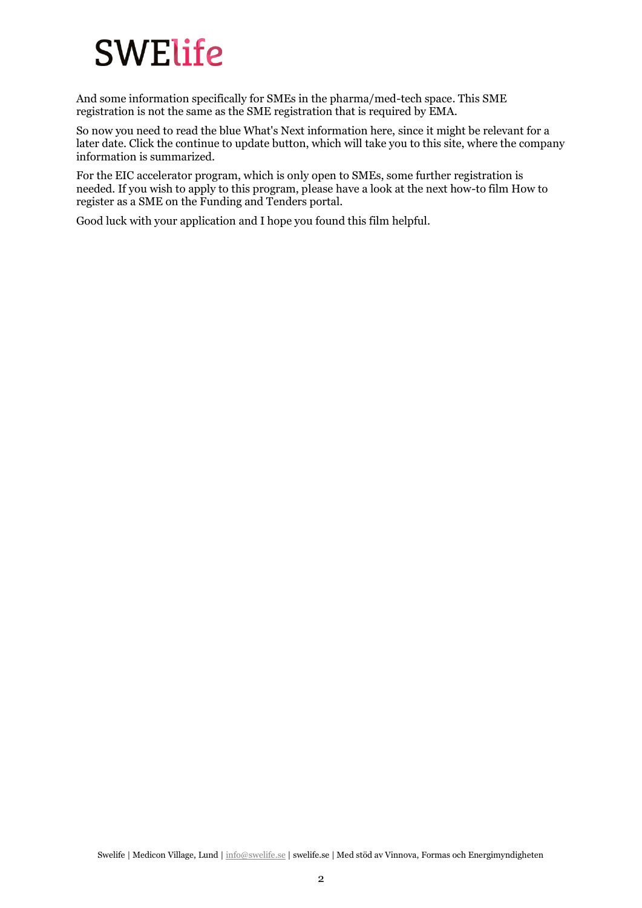And some information specifically for SMEs in the pharma/med-tech space. This SME registration is not the same as the SME registration that is required by EMA.

So now you need to read the blue What's Next information here, since it might be relevant for a later date. Click the continue to update button, which will take you to this site, where the company information is summarized.

For the EIC accelerator program, which is only open to SMEs, some further registration is needed. If you wish to apply to this program, please have a look at the next how-to film How to register as a SME on the Funding and Tenders portal.

Good luck with your application and I hope you found this film helpful.